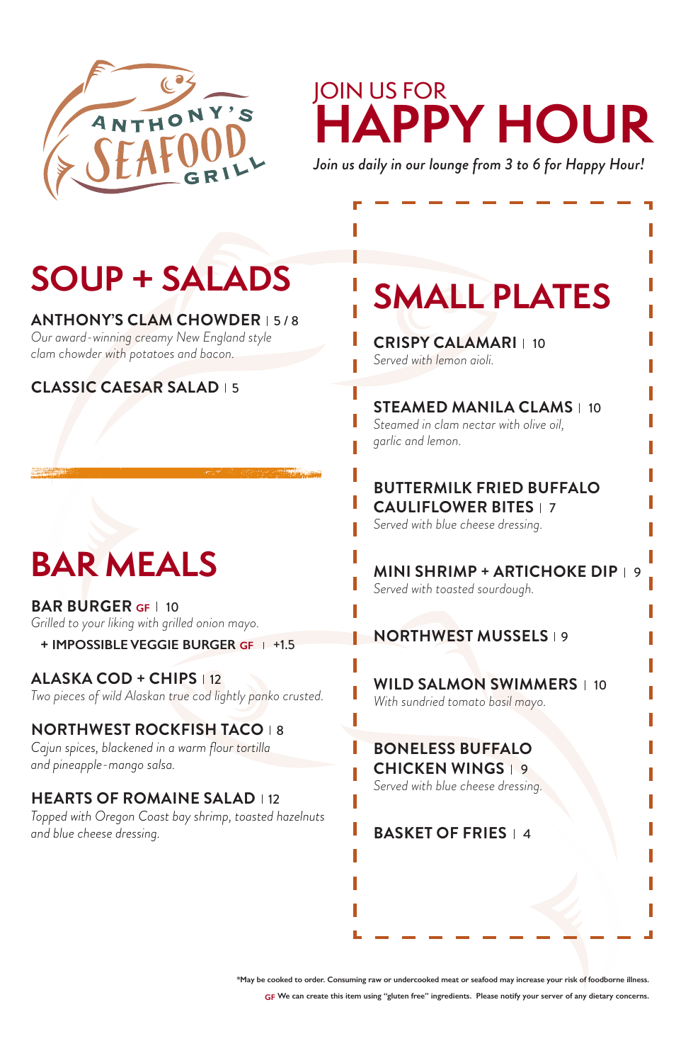ANTHONY'S SEAFOOD GRILL

JOIN US FOR

# HAPPY HOUR

*Join us daily in our lounge from 3 to 6 for Happy Hour!*

## SOUP + SALADS

**ANTHONY'S CLAM CHOWDER** | 5 / 8
*Our award-winning creamy New England style clam chowder with potatoes and bacon.*

**CLASSIC CAESAR SALAD** | 5

## BAR MEALS

**BAR BURGER** GF | 10
*Grilled to your liking with grilled onion mayo.*

+ **IMPOSSIBLE VEGGIE BURGER** GF | +1.5

**ALASKA COD + CHIPS** | 12
*Two pieces of wild Alaskan true cod lightly panko crusted.*

**NORTHWEST ROCKFISH TACO** | 8
*Cajun spices, blackened in a warm flour tortilla and pineapple-mango salsa.*

**HEARTS OF ROMAINE SALAD** | 12
*Topped with Oregon Coast bay shrimp, toasted hazelnuts and blue cheese dressing.*

## SMALL PLATES

**CRISPY CALAMARI** | 10
*Served with lemon aioli.*

**STEAMED MANILA CLAMS** | 10
*Steamed in clam nectar with olive oil, garlic and lemon.*

**BUTTERMILK FRIED BUFFALO CAULIFLOWER BITES** | 7
*Served with blue cheese dressing.*

**MINI SHRIMP + ARTICHOKE DIP** | 9
*Served with toasted sourdough.*

**NORTHWEST MUSSELS** | 9

**WILD SALMON SWIMMERS** | 10
*With sundried tomato basil mayo.*

**BONELESS BUFFALO CHICKEN WINGS** | 9
*Served with blue cheese dressing.*

**BASKET OF FRIES** | 4

*May be cooked to order. Consuming raw or undercooked meat or seafood may increase your risk of foodborne illness.

GF We can create this item using "gluten free" ingredients. Please notify your server of any dietary concerns.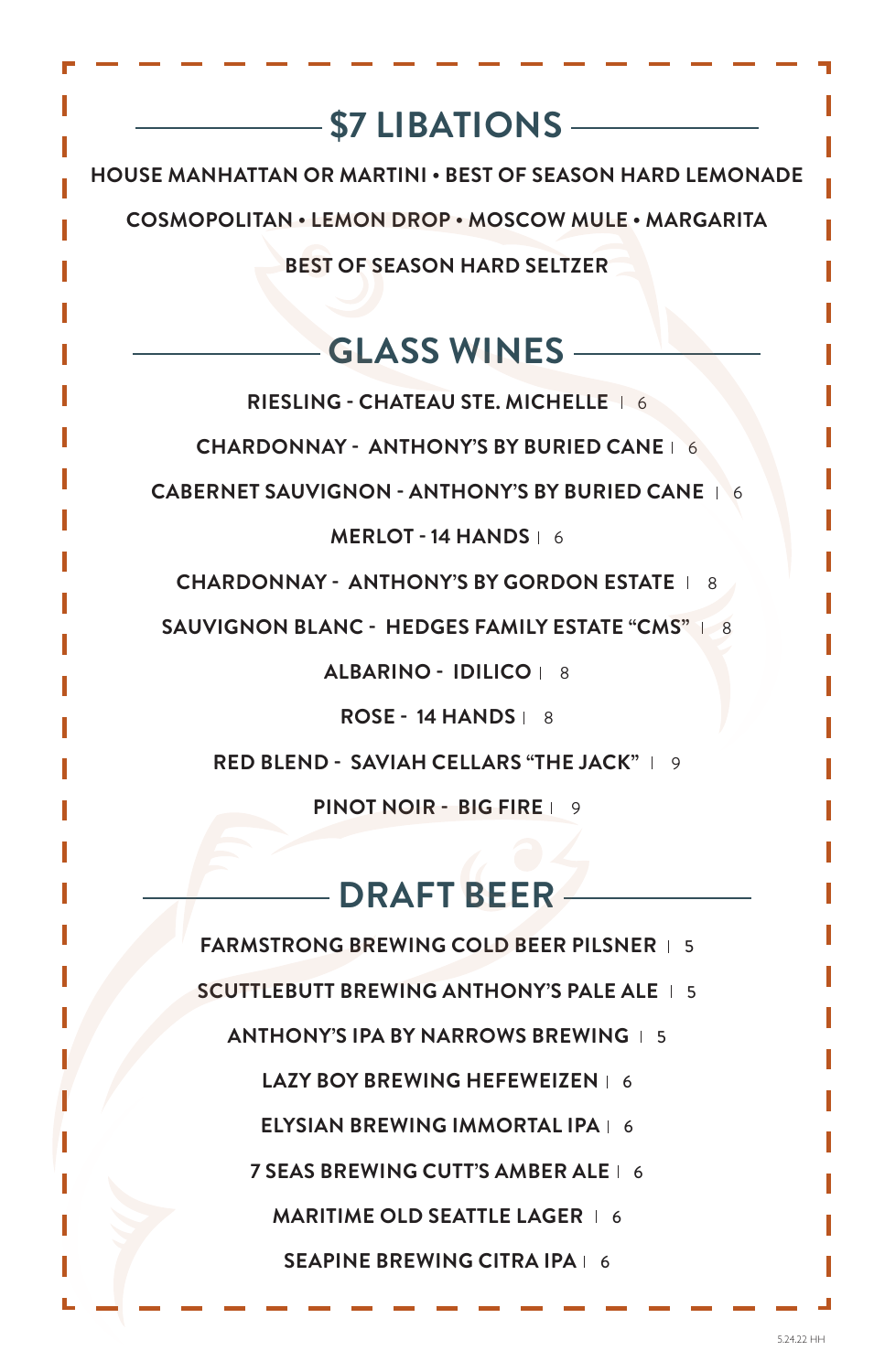## $7 LIBATIONS

HOUSE MANHATTAN OR MARTINI • BEST OF SEASON HARD LEMONADE

COSMOPOLITAN • LEMON DROP • MOSCOW MULE • MARGARITA

BEST OF SEASON HARD SELTZER

## GLASS WINES

RIESLING - CHATEAU STE. MICHELLE | 6

CHARDONNAY - ANTHONY'S BY BURIED CANE | 6

CABERNET SAUVIGNON - ANTHONY'S BY BURIED CANE | 6

MERLOT - 14 HANDS | 6

CHARDONNAY - ANTHONY'S BY GORDON ESTATE | 8

SAUVIGNON BLANC - HEDGES FAMILY ESTATE "CMS" | 8

ALBARINO - IDILICO | 8

ROSE - 14 HANDS | 8

RED BLEND - SAVIAH CELLARS "THE JACK" | 9

PINOT NOIR - BIG FIRE | 9

## DRAFT BEER

FARMSTRONG BREWING COLD BEER PILSNER | 5

SCUTTLEBUTT BREWING ANTHONY'S PALE ALE | 5

ANTHONY'S IPA BY NARROWS BREWING | 5

LAZY BOY BREWING HEFEWEIZEN | 6

ELYSIAN BREWING IMMORTAL IPA | 6

7 SEAS BREWING CUTT'S AMBER ALE | 6

MARITIME OLD SEATTLE LAGER | 6

SEAPINE BREWING CITRA IPA | 6

5.24.22 HH